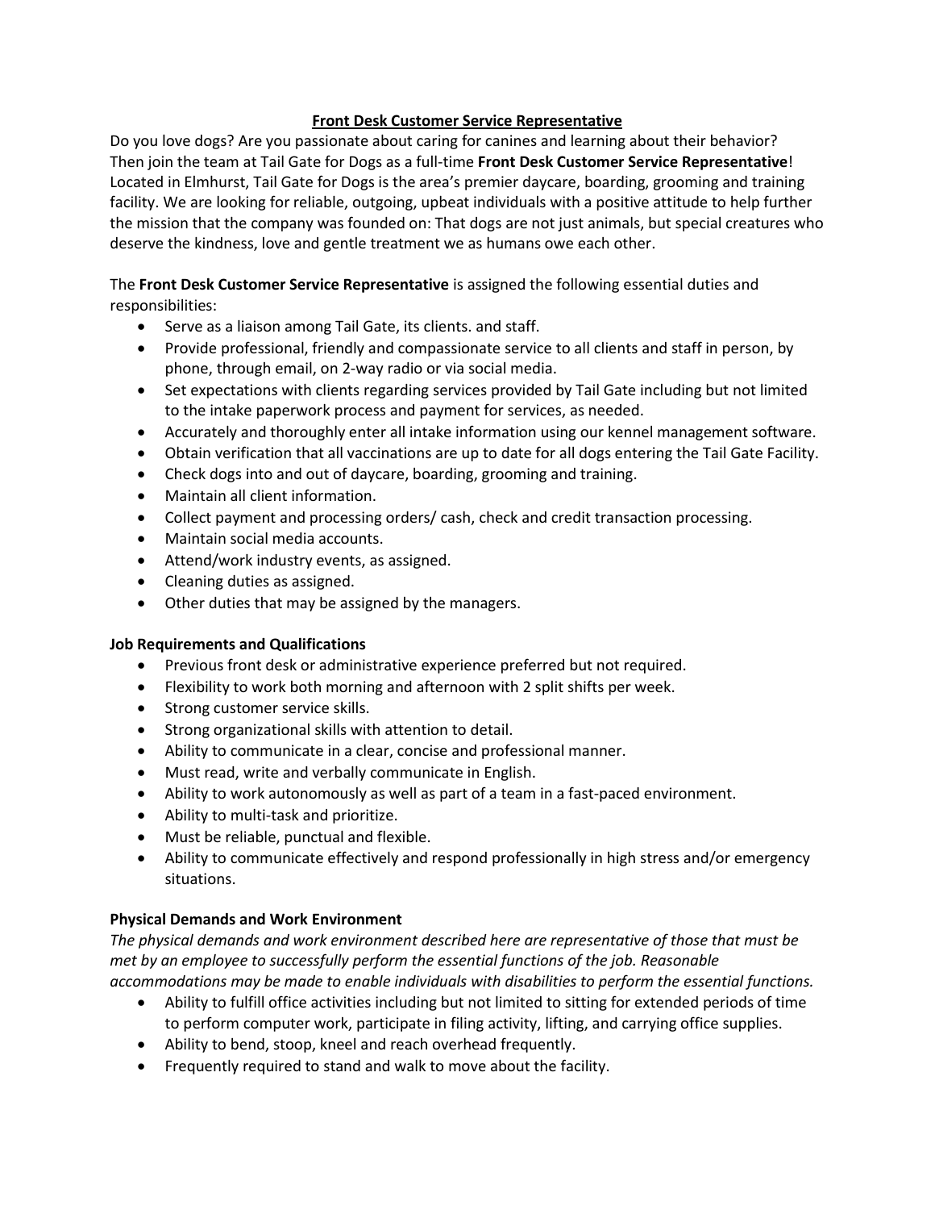# Front Desk Customer Service Representative

Do you love dogs? Are you passionate about caring for canines and learning about their behavior? Then join the team at Tail Gate for Dogs as a full-time **Front Desk Customer Service Representative**! Located in Elmhurst, Tail Gate for Dogs is the area's premier daycare, boarding, grooming and training facility. We are looking for reliable, outgoing, upbeat individuals with a positive attitude to help further the mission that the company was founded on: That dogs are not just animals, but special creatures who deserve the kindness, love and gentle treatment we as humans owe each other.

The **Front Desk Customer Service Representative** is assigned the following essential duties and responsibilities:

- Serve as a liaison among Tail Gate, its clients. and staff.
- Provide professional, friendly and compassionate service to all clients and staff in person, by phone, through email, on 2-way radio or via social media.
- Set expectations with clients regarding services provided by Tail Gate including but not limited to the intake paperwork process and payment for services, as needed.
- Accurately and thoroughly enter all intake information using our kennel management software.
- Obtain verification that all vaccinations are up to date for all dogs entering the Tail Gate Facility.
- Check dogs into and out of daycare, boarding, grooming and training.
- Maintain all client information.
- Collect payment and processing orders/ cash, check and credit transaction processing.
- Maintain social media accounts.
- Attend/work industry events, as assigned.
- Cleaning duties as assigned.
- Other duties that may be assigned by the managers.

## Job Requirements and Qualifications

- Previous front desk or administrative experience preferred but not required.
- Flexibility to work both morning and afternoon with 2 split shifts per week.
- Strong customer service skills.
- Strong organizational skills with attention to detail.
- Ability to communicate in a clear, concise and professional manner.
- Must read, write and verbally communicate in English.
- Ability to work autonomously as well as part of a team in a fast-paced environment.
- Ability to multi-task and prioritize.
- Must be reliable, punctual and flexible.
- Ability to communicate effectively and respond professionally in high stress and/or emergency situations.

## Physical Demands and Work Environment

*The physical demands and work environment described here are representative of those that must be met by an employee to successfully perform the essential functions of the job. Reasonable accommodations may be made to enable individuals with disabilities to perform the essential functions.*

- Ability to fulfill office activities including but not limited to sitting for extended periods of time to perform computer work, participate in filing activity, lifting, and carrying office supplies.
- Ability to bend, stoop, kneel and reach overhead frequently.
- Frequently required to stand and walk to move about the facility.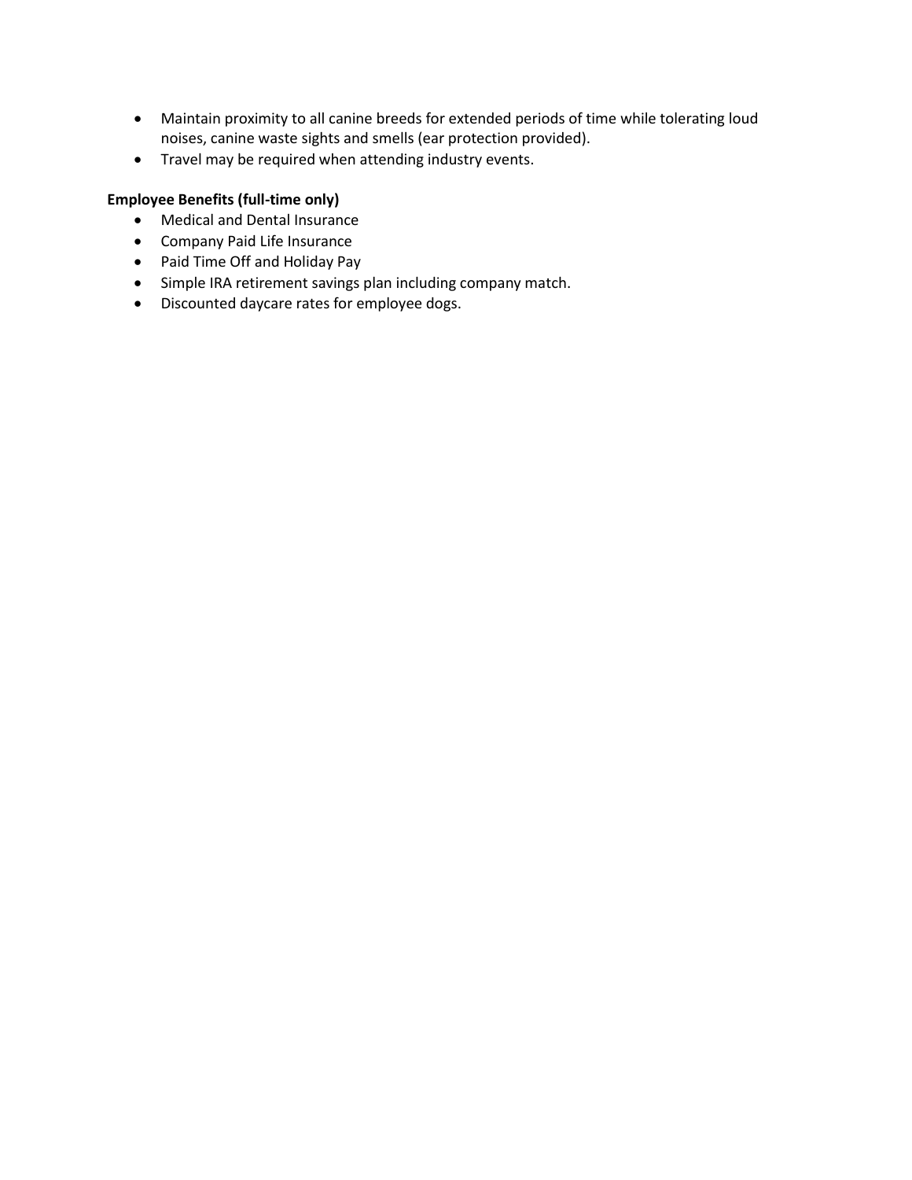- Maintain proximity to all canine breeds for extended periods of time while tolerating loud noises, canine waste sights and smells (ear protection provided).
- Travel may be required when attending industry events.

**Employee Benefits (full-time only)**

- Medical and Dental Insurance
- Company Paid Life Insurance
- Paid Time Off and Holiday Pay
- Simple IRA retirement savings plan including company match.
- Discounted daycare rates for employee dogs.